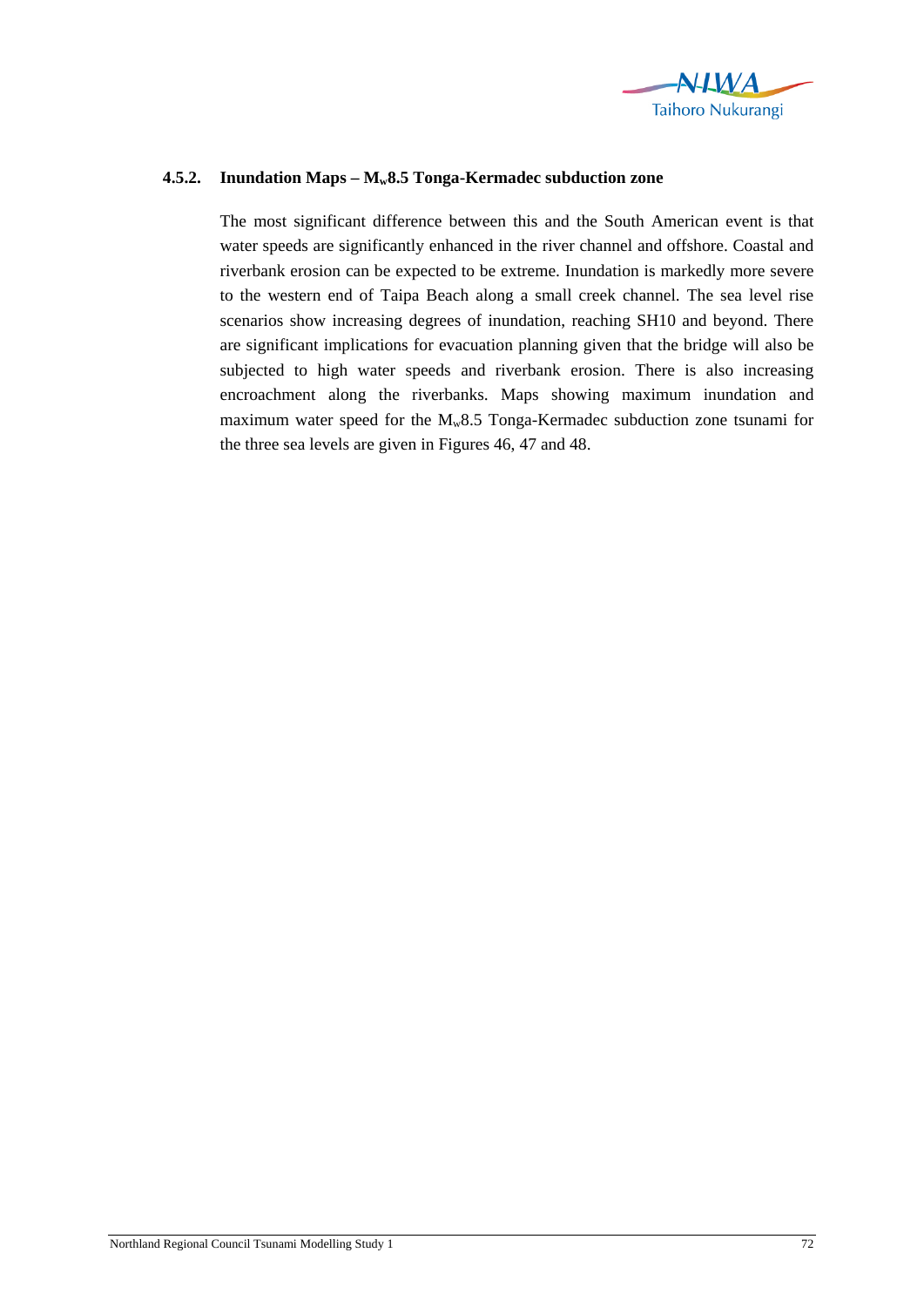### 4.5.2. Inundation Maps – $M_w$8.5 Tonga-Kermadec subduction zone

The most significant difference between this and the South American event is that water speeds are significantly enhanced in the river channel and offshore. Coastal and riverbank erosion can be expected to be extreme. Inundation is markedly more severe to the western end of Taipa Beach along a small creek channel. The sea level rise scenarios show increasing degrees of inundation, reaching SH10 and beyond. There are significant implications for evacuation planning given that the bridge will also be subjected to high water speeds and riverbank erosion. There is also increasing encroachment along the riverbanks. Maps showing maximum inundation and maximum water speed for the $M_w$8.5 Tonga-Kermadec subduction zone tsunami for the three sea levels are given in Figures 46, 47 and 48.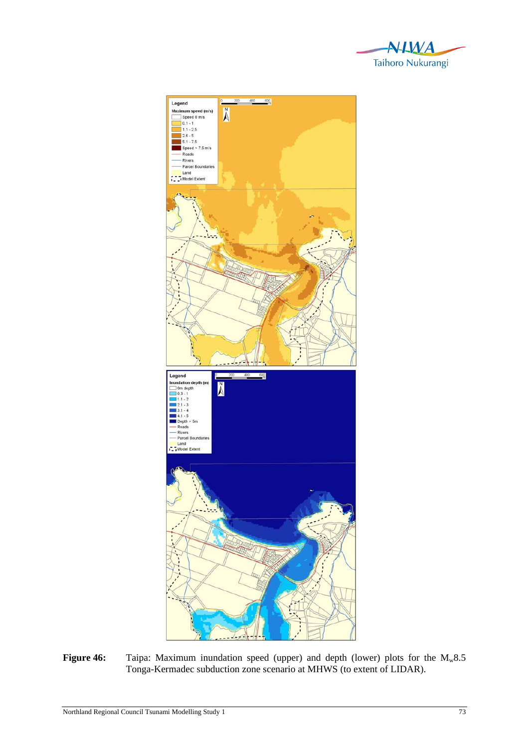**Figure 46:** Taipa: Maximum inundation speed (upper) and depth (lower) plots for the $M_w$8.5 Tonga-Kermadec subduction zone scenario at MHWS (to extent of LIDAR).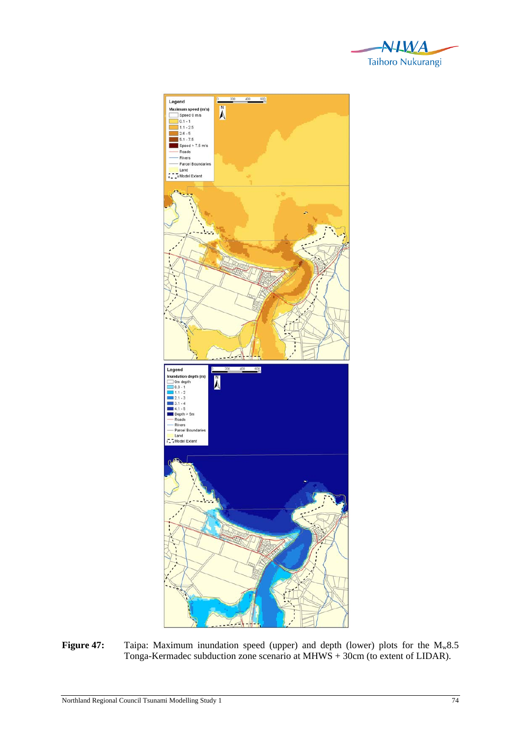**Figure 47:** Taipa: Maximum inundation speed (upper) and depth (lower) plots for the $M_w$8.5 Tonga-Kermadec subduction zone scenario at MHWS + 30cm (to extent of LIDAR).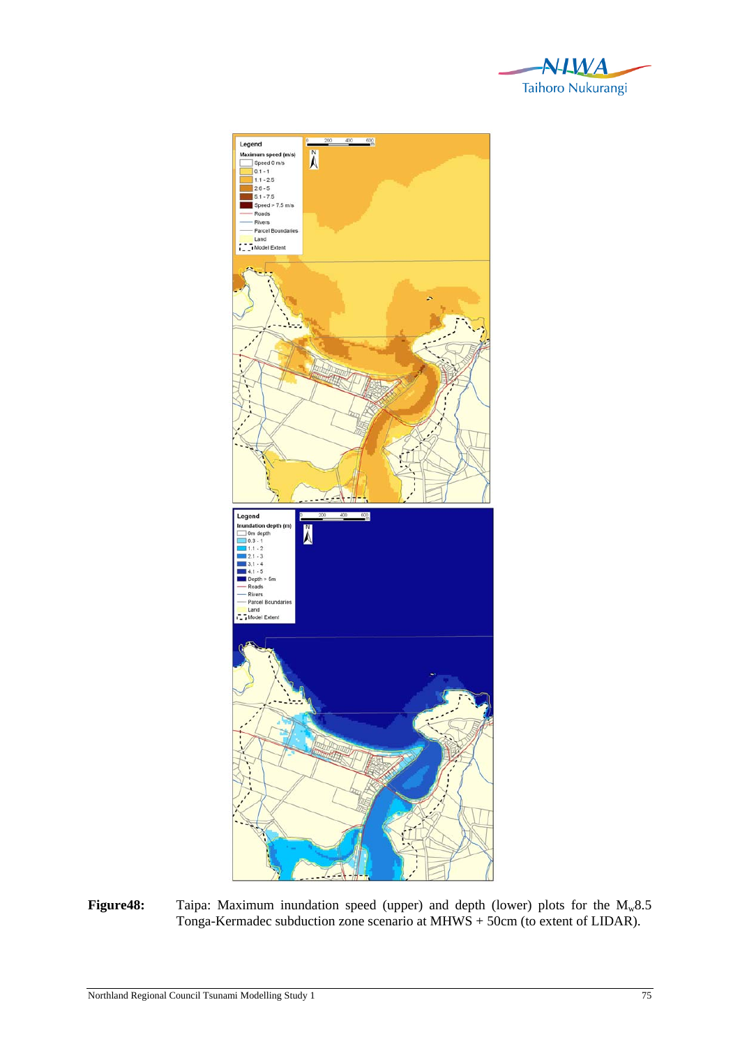Legend

Maximum speed (m/s)

Speed 0 m/s

0.1 - 1

1.1 - 2.5

2.6 - 5

5.1 - 7.5

Speed > 7.5 m/s

Roads

Rivers

Parcel Boundaries

Land

Model Extent

0 200 400 600 m

N

Legend

Inundation depth (m)

0m depth

0.3 - 1

1.1 - 2

2.1 - 3

3.1 - 4

4.1 - 5

Depth > 5m

Roads

Rivers

Parcel Boundaries

Land

Model Extent

0 200 400 600 m

N

**Figure48:** Taipa: Maximum inundation speed (upper) and depth (lower) plots for the $M_w$8.5 Tonga-Kermadec subduction zone scenario at MHWS + 50cm (to extent of LIDAR).